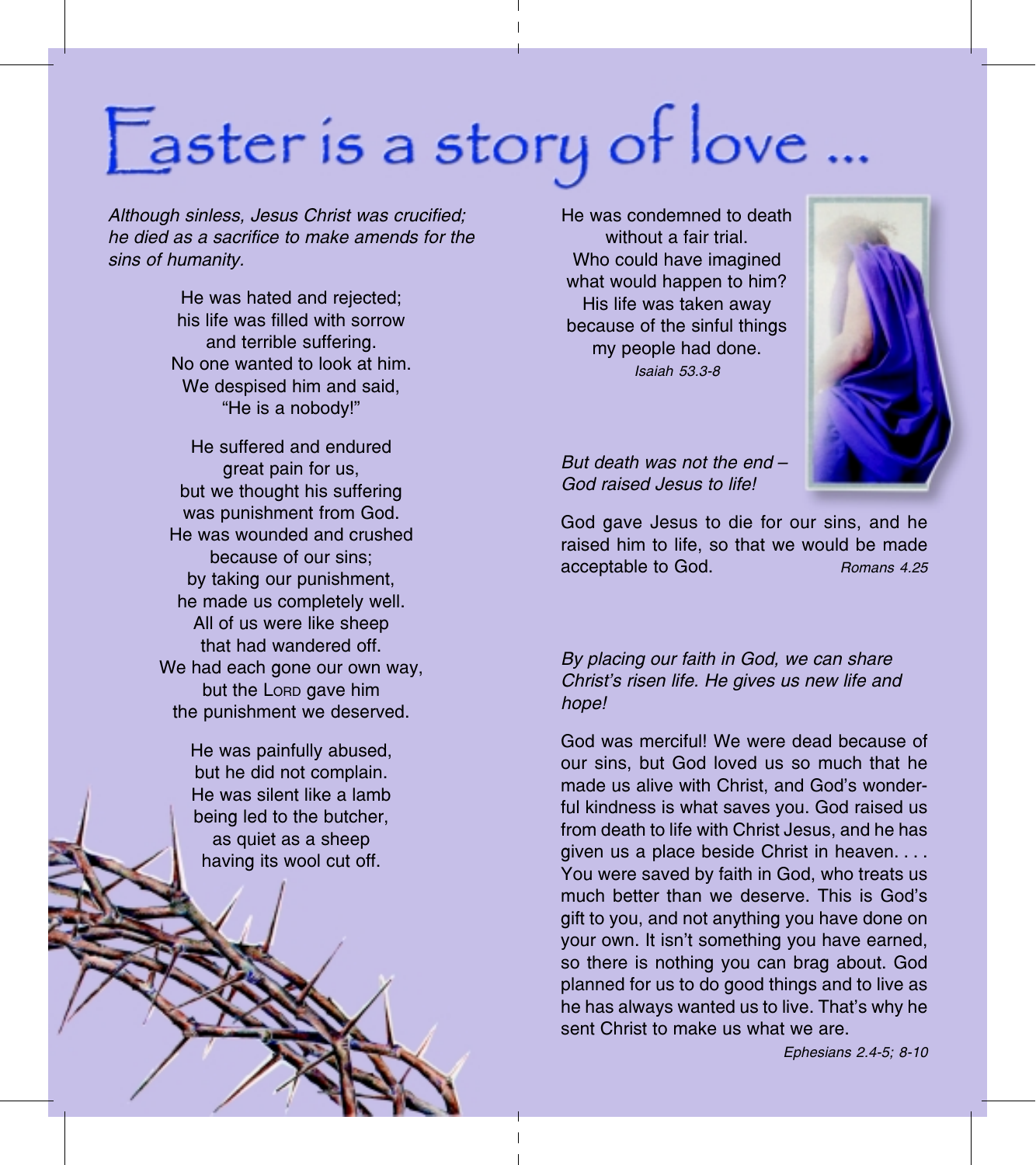# Easter is a story of love ...

*Although sinless, Jesus Christ was crucified; he died as a sacrifice to make amends for the sins of humanity.*

He was hated and rejected;
his life was filled with sorrow
and terrible suffering.
No one wanted to look at him.
We despised him and said,
"He is a nobody!"

He suffered and endured
great pain for us,
but we thought his suffering
was punishment from God.
He was wounded and crushed
because of our sins;
by taking our punishment,
he made us completely well.
All of us were like sheep
that had wandered off.
We had each gone our own way,
but the LORD gave him
the punishment we deserved.

He was painfully abused,
but he did not complain.
He was silent like a lamb
being led to the butcher,
as quiet as a sheep
having its wool cut off.

He was condemned to death
without a fair trial.
Who could have imagined
what would happen to him?
His life was taken away
because of the sinful things
my people had done.

*Isaiah 53.3-8*

*But death was not the end – God raised Jesus to life!*

God gave Jesus to die for our sins, and he raised him to life, so that we would be made acceptable to God. *Romans 4.25*

*By placing our faith in God, we can share Christ's risen life. He gives us new life and hope!*

God was merciful! We were dead because of our sins, but God loved us so much that he made us alive with Christ, and God's wonderful kindness is what saves you. God raised us from death to life with Christ Jesus, and he has given us a place beside Christ in heaven. . . . You were saved by faith in God, who treats us much better than we deserve. This is God's gift to you, and not anything you have done on your own. It isn't something you have earned, so there is nothing you can brag about. God planned for us to do good things and to live as he has always wanted us to live. That's why he sent Christ to make us what we are.

*Ephesians 2.4-5; 8-10*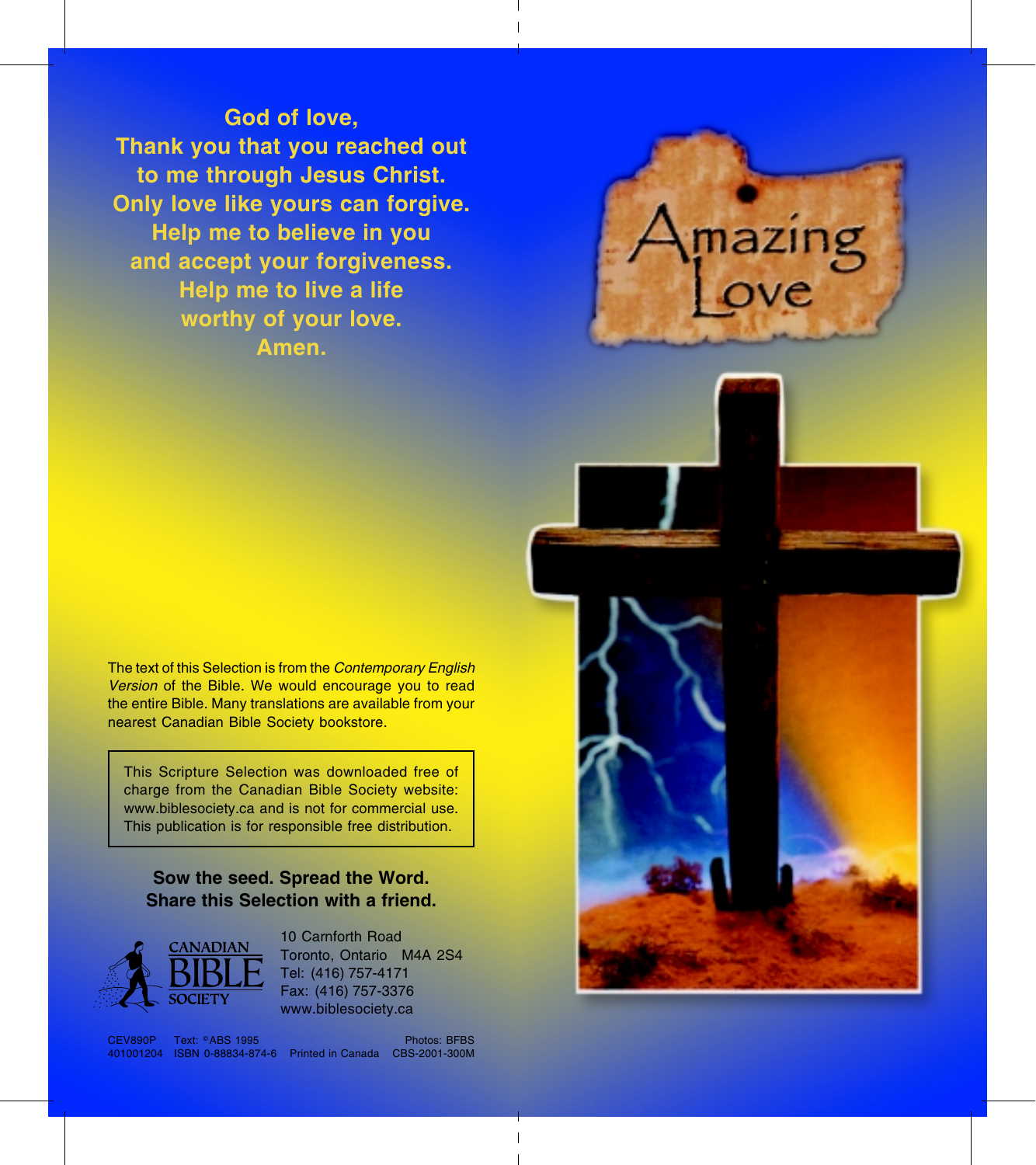**God of love,**
**Thank you that you reached out**
**to me through Jesus Christ.**
**Only love like yours can forgive.**
**Help me to believe in you**
**and accept your forgiveness.**
**Help me to live a life**
**worthy of your love.**
**Amen.**

# Amazing Love

The text of this Selection is from the *Contemporary English Version* of the Bible. We would encourage you to read the entire Bible. Many translations are available from your nearest Canadian Bible Society bookstore.

This Scripture Selection was downloaded free of charge from the Canadian Bible Society website: www.biblesociety.ca and is not for commercial use. This publication is for responsible free distribution.

**Sow the seed. Spread the Word.**
**Share this Selection with a friend.**

CANADIAN BIBLE SOCIETY

10 Carnforth Road
Toronto, Ontario M4A 2S4
Tel: (416) 757-4171
Fax: (416) 757-3376
www.biblesociety.ca

CEV890P Text: ©ABS 1995 Photos: BFBS
401001204 ISBN 0-88834-874-6 Printed in Canada CBS-2001-300M